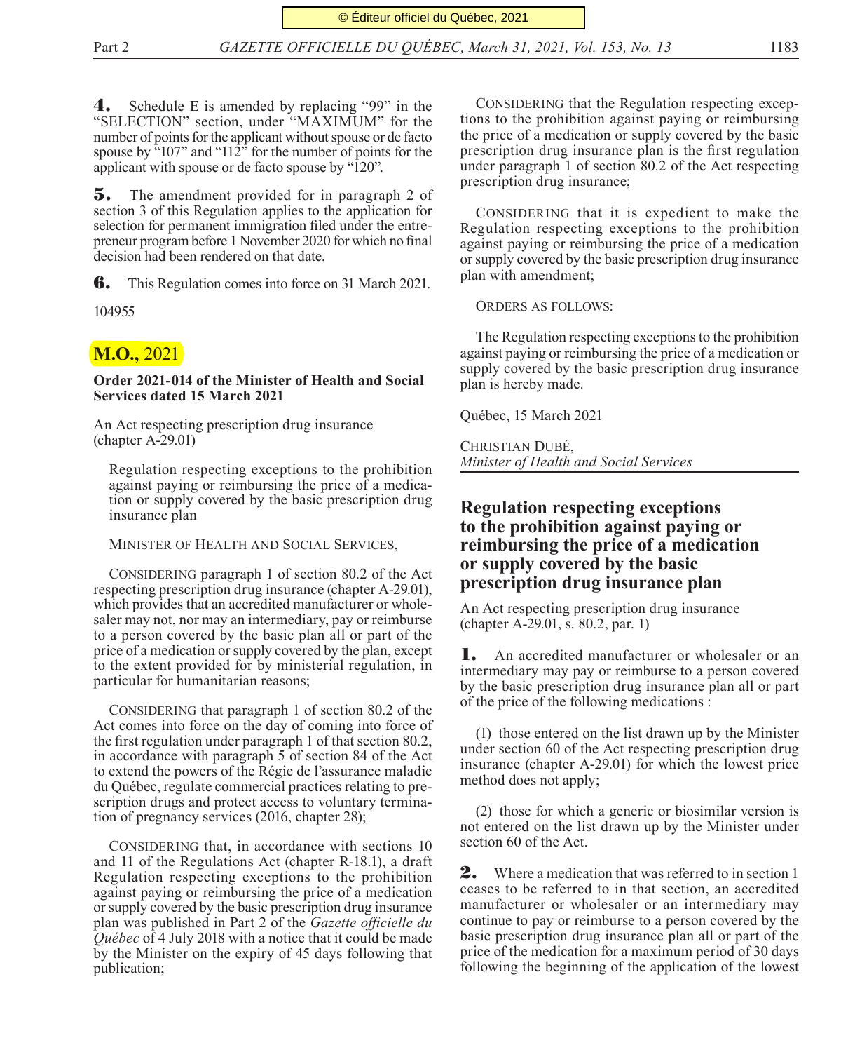**4.** Schedule E is amended by replacing "99" in the "SELECTION" section, under "MAXIMUM" for the number of points for the applicant without spouse or de facto spouse by "107" and "112" for the number of points for the applicant with spouse or de facto spouse by "120".

**5.** The amendment provided for in paragraph 2 of section 3 of this Regulation applies to the application for selection for permanent immigration filed under the entrepreneur program before 1 November 2020 for which no final decision had been rendered on that date.

**6.** This Regulation comes into force on 31 March 2021.

104955

## M.O., 2021

**Order 2021-014 of the Minister of Health and Social Services dated 15 March 2021**

An Act respecting prescription drug insurance (chapter A-29.01)

Regulation respecting exceptions to the prohibition against paying or reimbursing the price of a medication or supply covered by the basic prescription drug insurance plan

MINISTER OF HEALTH AND SOCIAL SERVICES,

CONSIDERING paragraph 1 of section 80.2 of the Act respecting prescription drug insurance (chapter A-29.01), which provides that an accredited manufacturer or wholesaler may not, nor may an intermediary, pay or reimburse to a person covered by the basic plan all or part of the price of a medication or supply covered by the plan, except to the extent provided for by ministerial regulation, in particular for humanitarian reasons;

CONSIDERING that paragraph 1 of section 80.2 of the Act comes into force on the day of coming into force of the first regulation under paragraph 1 of that section 80.2, in accordance with paragraph 5 of section 84 of the Act to extend the powers of the Régie de l'assurance maladie du Québec, regulate commercial practices relating to prescription drugs and protect access to voluntary termination of pregnancy services (2016, chapter 28);

CONSIDERING that, in accordance with sections 10 and 11 of the Regulations Act (chapter R-18.1), a draft Regulation respecting exceptions to the prohibition against paying or reimbursing the price of a medication or supply covered by the basic prescription drug insurance plan was published in Part 2 of the *Gazette officielle du Québec* of 4 July 2018 with a notice that it could be made by the Minister on the expiry of 45 days following that publication;

CONSIDERING that the Regulation respecting exceptions to the prohibition against paying or reimbursing the price of a medication or supply covered by the basic prescription drug insurance plan is the first regulation under paragraph 1 of section 80.2 of the Act respecting prescription drug insurance;

CONSIDERING that it is expedient to make the Regulation respecting exceptions to the prohibition against paying or reimbursing the price of a medication or supply covered by the basic prescription drug insurance plan with amendment;

ORDERS AS FOLLOWS:

The Regulation respecting exceptions to the prohibition against paying or reimbursing the price of a medication or supply covered by the basic prescription drug insurance plan is hereby made.

Québec, 15 March 2021

CHRISTIAN DUBÉ,
*Minister of Health and Social Services*

## Regulation respecting exceptions to the prohibition against paying or reimbursing the price of a medication or supply covered by the basic prescription drug insurance plan

An Act respecting prescription drug insurance (chapter A-29.01, s. 80.2, par. 1)

**1.** An accredited manufacturer or wholesaler or an intermediary may pay or reimburse to a person covered by the basic prescription drug insurance plan all or part of the price of the following medications :

(1) those entered on the list drawn up by the Minister under section 60 of the Act respecting prescription drug insurance (chapter A-29.01) for which the lowest price method does not apply;

(2) those for which a generic or biosimilar version is not entered on the list drawn up by the Minister under section 60 of the Act.

**2.** Where a medication that was referred to in section 1 ceases to be referred to in that section, an accredited manufacturer or wholesaler or an intermediary may continue to pay or reimburse to a person covered by the basic prescription drug insurance plan all or part of the price of the medication for a maximum period of 30 days following the beginning of the application of the lowest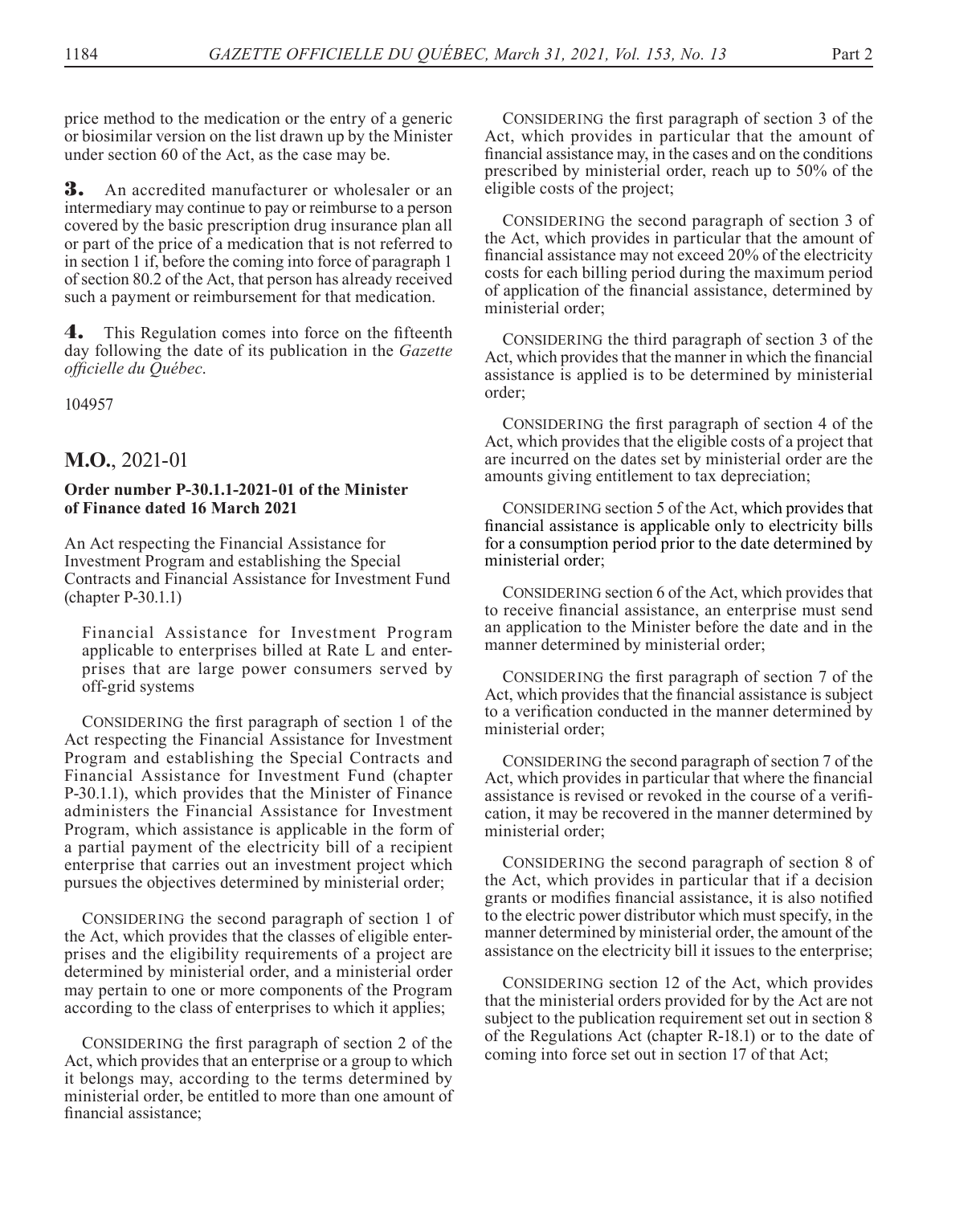price method to the medication or the entry of a generic or biosimilar version on the list drawn up by the Minister under section 60 of the Act, as the case may be.

**3.** An accredited manufacturer or wholesaler or an intermediary may continue to pay or reimburse to a person covered by the basic prescription drug insurance plan all or part of the price of a medication that is not referred to in section 1 if, before the coming into force of paragraph 1 of section 80.2 of the Act, that person has already received such a payment or reimbursement for that medication.

**4.** This Regulation comes into force on the fifteenth day following the date of its publication in the *Gazette officielle du Québec*.

104957

## M.O., 2021-01

**Order number P-30.1.1-2021-01 of the Minister of Finance dated 16 March 2021**

An Act respecting the Financial Assistance for Investment Program and establishing the Special Contracts and Financial Assistance for Investment Fund (chapter P-30.1.1)

Financial Assistance for Investment Program applicable to enterprises billed at Rate L and enterprises that are large power consumers served by off-grid systems

CONSIDERING the first paragraph of section 1 of the Act respecting the Financial Assistance for Investment Program and establishing the Special Contracts and Financial Assistance for Investment Fund (chapter P-30.1.1), which provides that the Minister of Finance administers the Financial Assistance for Investment Program, which assistance is applicable in the form of a partial payment of the electricity bill of a recipient enterprise that carries out an investment project which pursues the objectives determined by ministerial order;

CONSIDERING the second paragraph of section 1 of the Act, which provides that the classes of eligible enterprises and the eligibility requirements of a project are determined by ministerial order, and a ministerial order may pertain to one or more components of the Program according to the class of enterprises to which it applies;

CONSIDERING the first paragraph of section 2 of the Act, which provides that an enterprise or a group to which it belongs may, according to the terms determined by ministerial order, be entitled to more than one amount of financial assistance;

CONSIDERING the first paragraph of section 3 of the Act, which provides in particular that the amount of financial assistance may, in the cases and on the conditions prescribed by ministerial order, reach up to 50% of the eligible costs of the project;

CONSIDERING the second paragraph of section 3 of the Act, which provides in particular that the amount of financial assistance may not exceed 20% of the electricity costs for each billing period during the maximum period of application of the financial assistance, determined by ministerial order;

CONSIDERING the third paragraph of section 3 of the Act, which provides that the manner in which the financial assistance is applied is to be determined by ministerial order;

CONSIDERING the first paragraph of section 4 of the Act, which provides that the eligible costs of a project that are incurred on the dates set by ministerial order are the amounts giving entitlement to tax depreciation;

CONSIDERING section 5 of the Act, which provides that financial assistance is applicable only to electricity bills for a consumption period prior to the date determined by ministerial order;

CONSIDERING section 6 of the Act, which provides that to receive financial assistance, an enterprise must send an application to the Minister before the date and in the manner determined by ministerial order;

CONSIDERING the first paragraph of section 7 of the Act, which provides that the financial assistance is subject to a verification conducted in the manner determined by ministerial order;

CONSIDERING the second paragraph of section 7 of the Act, which provides in particular that where the financial assistance is revised or revoked in the course of a verification, it may be recovered in the manner determined by ministerial order;

CONSIDERING the second paragraph of section 8 of the Act, which provides in particular that if a decision grants or modifies financial assistance, it is also notified to the electric power distributor which must specify, in the manner determined by ministerial order, the amount of the assistance on the electricity bill it issues to the enterprise;

CONSIDERING section 12 of the Act, which provides that the ministerial orders provided for by the Act are not subject to the publication requirement set out in section 8 of the Regulations Act (chapter R-18.1) or to the date of coming into force set out in section 17 of that Act;